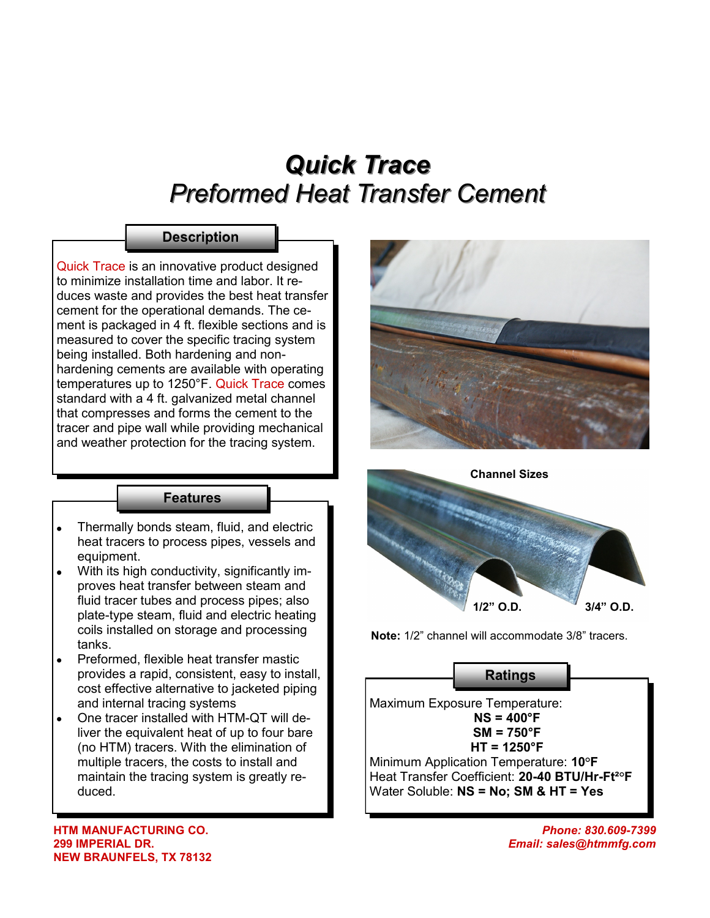# *Quick Trace*
## *Preformed Heat Transfer Cement*

### Description

Quick Trace is an innovative product designed to minimize installation time and labor. It reduces waste and provides the best heat transfer cement for the operational demands. The cement is packaged in 4 ft. flexible sections and is measured to cover the specific tracing system being installed. Both hardening and non-hardening cements are available with operating temperatures up to 1250°F. Quick Trace comes standard with a 4 ft. galvanized metal channel that compresses and forms the cement to the tracer and pipe wall while providing mechanical and weather protection for the tracing system.

### Features

- Thermally bonds steam, fluid, and electric heat tracers to process pipes, vessels and equipment.
- With its high conductivity, significantly improves heat transfer between steam and fluid tracer tubes and process pipes; also plate-type steam, fluid and electric heating coils installed on storage and processing tanks.
- Preformed, flexible heat transfer mastic provides a rapid, consistent, easy to install, cost effective alternative to jacketed piping and internal tracing systems
- One tracer installed with HTM-QT will deliver the equivalent heat of up to four bare (no HTM) tracers. With the elimination of multiple tracers, the costs to install and maintain the tracing system is greatly reduced.

**Channel Sizes**

1/2" O.D. 3/4" O.D.

**Note:** 1/2" channel will accommodate 3/8" tracers.

### Ratings

Maximum Exposure Temperature:

**NS = 400°F**
**SM = 750°F**
**HT = 1250°F**

Minimum Application Temperature: **10°F**
Heat Transfer Coefficient: **20-40 BTU/Hr-Ft²°F**
Water Soluble: **NS = No; SM & HT = Yes**

**HTM MANUFACTURING CO.**
**299 IMPERIAL DR.**
**NEW BRAUNFELS, TX 78132**

***Phone: 830.609-7399***
***Email: sales@htmmfg.com***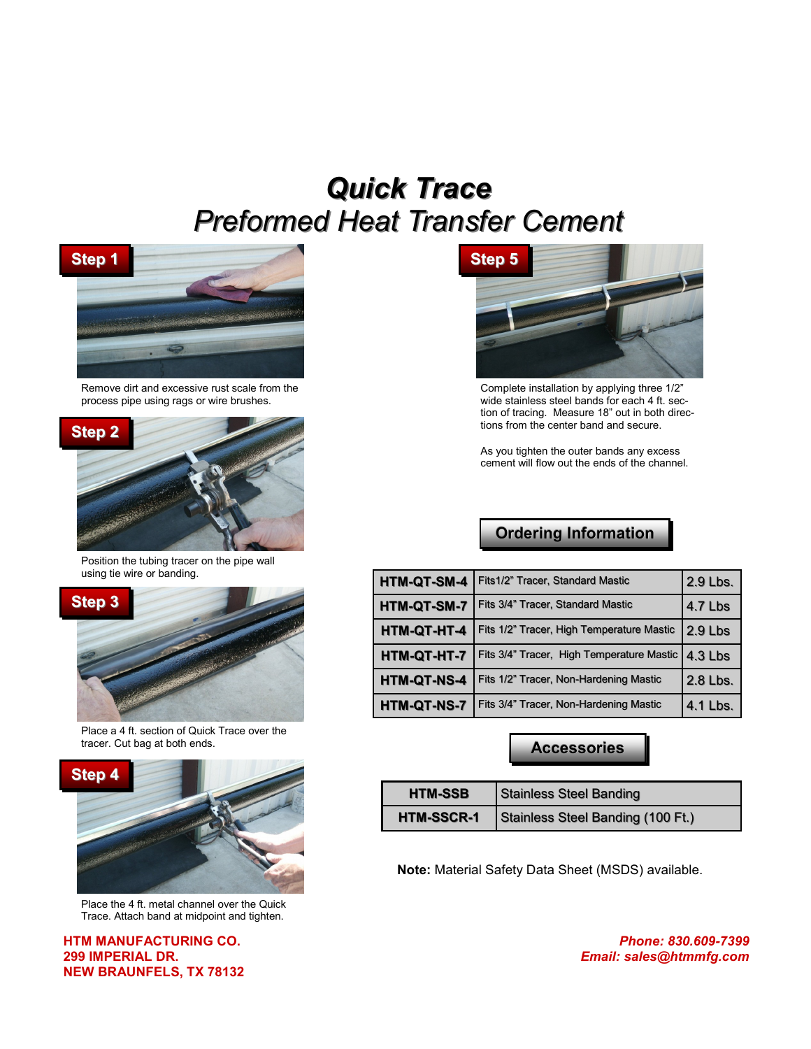# Quick Trace

## *Preformed Heat Transfer Cement*

**Step 1**

Remove dirt and excessive rust scale from the process pipe using rags or wire brushes.

**Step 2**

Position the tubing tracer on the pipe wall using tie wire or banding.

**Step 3**

Place a 4 ft. section of Quick Trace over the tracer. Cut bag at both ends.

**Step 4**

Place the 4 ft. metal channel over the Quick Trace. Attach band at midpoint and tighten.

**Step 5**

Complete installation by applying three 1/2" wide stainless steel bands for each 4 ft. section of tracing. Measure 18" out in both directions from the center band and secure.

As you tighten the outer bands any excess cement will flow out the ends of the channel.

## Ordering Information

| | | |
|---|---|---|
| **HTM-QT-SM-4** | Fits1/2" Tracer, Standard Mastic | 2.9 Lbs. |
| **HTM-QT-SM-7** | Fits 3/4" Tracer, Standard Mastic | 4.7 Lbs |
| **HTM-QT-HT-4** | Fits 1/2" Tracer, High Temperature Mastic | 2.9 Lbs |
| **HTM-QT-HT-7** | Fits 3/4" Tracer, High Temperature Mastic | 4.3 Lbs |
| **HTM-QT-NS-4** | Fits 1/2" Tracer, Non-Hardening Mastic | 2.8 Lbs. |
| **HTM-QT-NS-7** | Fits 3/4" Tracer, Non-Hardening Mastic | 4.1 Lbs. |

## Accessories

| | |
|---|---|
| **HTM-SSB** | Stainless Steel Banding |
| **HTM-SSCR-1** | Stainless Steel Banding (100 Ft.) |

**Note:** Material Safety Data Sheet (MSDS) available.

**HTM MANUFACTURING CO.**
**299 IMPERIAL DR.**
**NEW BRAUNFELS, TX 78132**

***Phone: 830.609-7399***
***Email: sales@htmmfg.com***